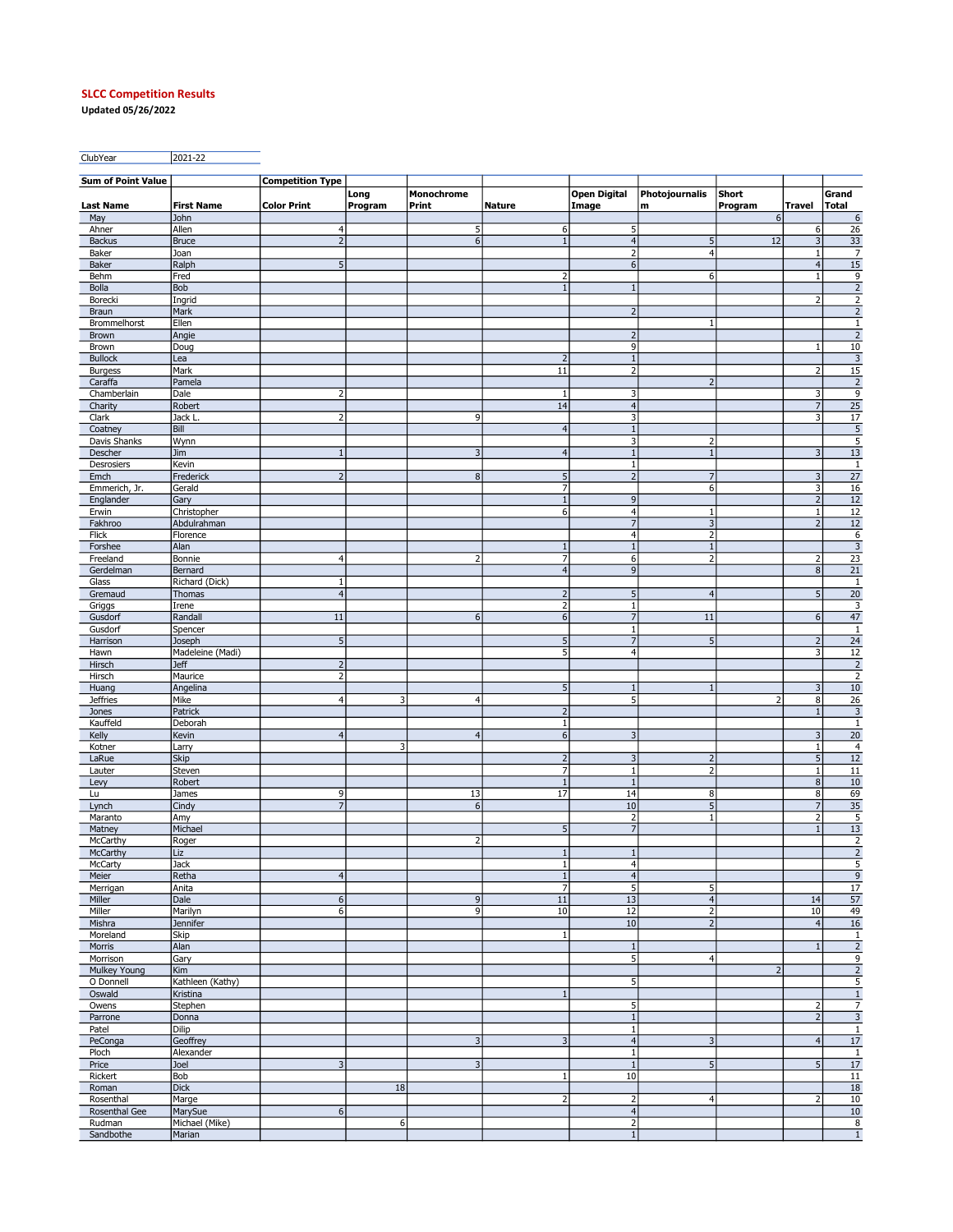**SLCC Competition Results**

**Updated 05/26/2022**

| ClubYear | 2021-22 |
|---|---|

| Sum of Point Value | | Competition Type | | | | | | | | |
|---|---|---|---|---|---|---|---|---|---|---|
| Last Name | First Name | Color Print | Long Program | Monochrome Print | Nature | Open Digital Image | Photojournalism | Short Program | Travel | Grand Total |
| May | John | | | | | | | 6 | | 6 |
| Ahner | Allen | 4 | | 5 | 6 | 5 | | | 6 | 26 |
| Backus | Bruce | 2 | | 6 | 1 | 4 | 5 | 12 | 3 | 33 |
| Baker | Joan | | | | | 2 | 4 | | 1 | 7 |
| Baker | Ralph | 5 | | | | 6 | | | 4 | 15 |
| Behm | Fred | | | | 2 | | 6 | | 1 | 9 |
| Bolla | Bob | | | | 1 | 1 | | | | 2 |
| Borecki | Ingrid | | | | | | | | 2 | 2 |
| Braun | Mark | | | | | 2 | | | | 2 |
| Brommelhorst | Ellen | | | | | | 1 | | | 1 |
| Brown | Angie | | | | | 2 | | | | 2 |
| Brown | Doug | | | | | 9 | | | 1 | 10 |
| Bullock | Lea | | | | 2 | 1 | | | | 3 |
| Burgess | Mark | | | | 11 | 2 | | | 2 | 15 |
| Caraffa | Pamela | | | | | | 2 | | | 2 |
| Chamberlain | Dale | 2 | | | 1 | 3 | | | 3 | 9 |
| Charity | Robert | | | | 14 | 4 | | | 7 | 25 |
| Clark | Jack L. | 2 | | 9 | | 3 | | | 3 | 17 |
| Coatney | Bill | | | | 4 | 1 | | | | 5 |
| Davis Shanks | Wynn | | | | | 3 | 2 | | | 5 |
| Descher | Jim | 1 | | 3 | 4 | 1 | 1 | | 3 | 13 |
| Desrosiers | Kevin | | | | | 1 | | | | 1 |
| Emch | Frederick | 2 | | 8 | 5 | 2 | 7 | | 3 | 27 |
| Emmerich, Jr. | Gerald | | | | 7 | | 6 | | 3 | 16 |
| Englander | Gary | | | | 1 | 9 | | | 2 | 12 |
| Erwin | Christopher | | | | 6 | 4 | 1 | | 1 | 12 |
| Fakhroo | Abdulrahman | | | | | 7 | 3 | | 2 | 12 |
| Flick | Florence | | | | | 4 | 2 | | | 6 |
| Forshee | Alan | | | | 1 | 1 | 1 | | | 3 |
| Freeland | Bonnie | 4 | | 2 | 7 | 6 | 2 | | 2 | 23 |
| Gerdelman | Bernard | | | | 4 | 9 | | | 8 | 21 |
| Glass | Richard (Dick) | 1 | | | | | | | | 1 |
| Gremaud | Thomas | 4 | | | 2 | 5 | 4 | | 5 | 20 |
| Griggs | Irene | | | | 2 | 1 | | | | 3 |
| Gusdorf | Randall | 11 | | 6 | 6 | 7 | 11 | | 6 | 47 |
| Gusdorf | Spencer | | | | | 1 | | | | 1 |
| Harrison | Joseph | 5 | | | 5 | 7 | 5 | | 2 | 24 |
| Hawn | Madeleine (Madi) | | | | 5 | 4 | | | 3 | 12 |
| Hirsch | Jeff | 2 | | | | | | | | 2 |
| Hirsch | Maurice | 2 | | | | | | | | 2 |
| Huang | Angelina | | | | 5 | 1 | 1 | | 3 | 10 |
| Jeffries | Mike | 4 | 3 | 4 | | 5 | | 2 | 8 | 26 |
| Jones | Patrick | | | | 2 | | | | 1 | 3 |
| Kauffeld | Deborah | | | | 1 | | | | | 1 |
| Kelly | Kevin | 4 | | 4 | 6 | 3 | | | 3 | 20 |
| Kotner | Larry | | 3 | | | | | | 1 | 4 |
| LaRue | Skip | | | | 2 | 3 | 2 | | 5 | 12 |
| Lauter | Steven | | | | 7 | 1 | 2 | | 1 | 11 |
| Levy | Robert | | | | 1 | 1 | | | 8 | 10 |
| Lu | James | 9 | | 13 | 17 | 14 | 8 | | 8 | 69 |
| Lynch | Cindy | 7 | | 6 | | 10 | 5 | | 7 | 35 |
| Maranto | Amy | | | | | 2 | 1 | | 2 | 5 |
| Matney | Michael | | | | 5 | 7 | | | 1 | 13 |
| McCarthy | Roger | | | 2 | | | | | | 2 |
| McCarthy | Liz | | | | 1 | 1 | | | | 2 |
| McCarty | Jack | | | | 1 | 4 | | | | 5 |
| Meier | Retha | 4 | | | 1 | 4 | | | | 9 |
| Merrigan | Anita | | | | 7 | 5 | 5 | | | 17 |
| Miller | Dale | 6 | | 9 | 11 | 13 | 4 | | 14 | 57 |
| Miller | Marilyn | 6 | | 9 | 10 | 12 | 2 | | 10 | 49 |
| Mishra | Jennifer | | | | | 10 | 2 | | 4 | 16 |
| Moreland | Skip | | | | 1 | | | | | 1 |
| Morris | Alan | | | | | 1 | | | 1 | 2 |
| Morrison | Gary | | | | | 5 | 4 | | | 9 |
| Mulkey Young | Kim | | | | | | | 2 | | 2 |
| O Donnell | Kathleen (Kathy) | | | | | 5 | | | | 5 |
| Oswald | Kristina | | | | 1 | | | | | 1 |
| Owens | Stephen | | | | | 5 | | | 2 | 7 |
| Parrone | Donna | | | | | 1 | | | 2 | 3 |
| Patel | Dilip | | | | | 1 | | | | 1 |
| PeConga | Geoffrey | | | 3 | 3 | 4 | 3 | | 4 | 17 |
| Ploch | Alexander | | | | | 1 | | | | 1 |
| Price | Joel | 3 | | 3 | | 1 | 5 | | 5 | 17 |
| Rickert | Bob | | | | 1 | 10 | | | | 11 |
| Roman | Dick | | 18 | | | | | | | 18 |
| Rosenthal | Marge | | | | 2 | 2 | 4 | | 2 | 10 |
| Rosenthal Gee | MarySue | 6 | | | | 4 | | | | 10 |
| Rudman | Michael (Mike) | | 6 | | | 2 | | | | 8 |
| Sandbothe | Marian | | | | | 1 | | | | 1 |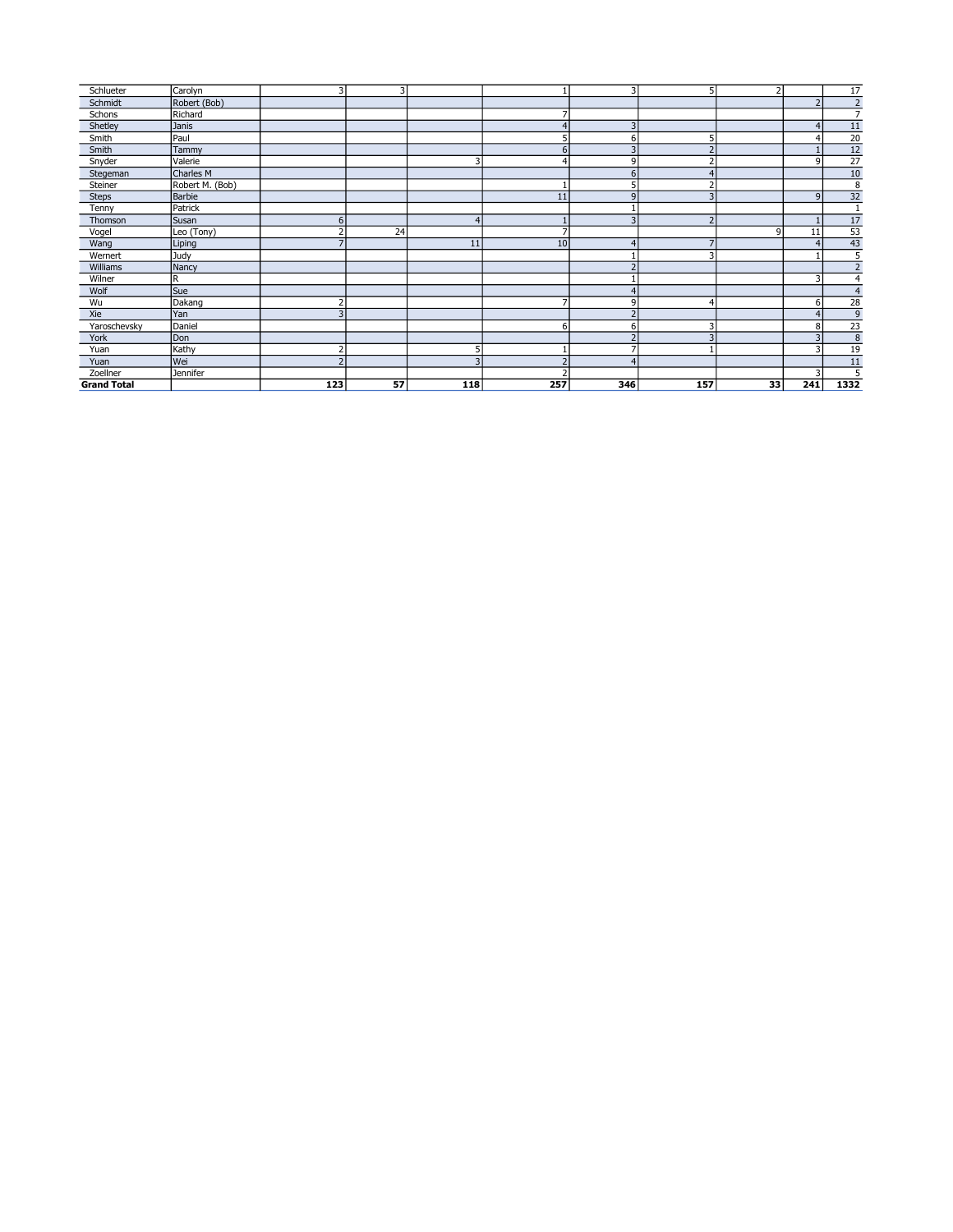| | | | | | | | | | | |
|---|---|---|---|---|---|---|---|---|---|---|
| Schlueter | Carolyn | 3 | 3 | | 1 | 3 | 5 | 2 | | 17 |
| Schmidt | Robert (Bob) | | | | | | | | 2 | 2 |
| Schons | Richard | | | | 7 | | | | | 7 |
| Shetley | Janis | | | | 4 | 3 | | | 4 | 11 |
| Smith | Paul | | | | 5 | 6 | 5 | | 4 | 20 |
| Smith | Tammy | | | | 6 | 3 | 2 | | 1 | 12 |
| Snyder | Valerie | | | 3 | 4 | 9 | 2 | | 9 | 27 |
| Stegeman | Charles M | | | | | 6 | 4 | | | 10 |
| Steiner | Robert M. (Bob) | | | | 1 | 5 | 2 | | | 8 |
| Steps | Barbie | | | | 11 | 9 | 3 | | 9 | 32 |
| Tenny | Patrick | | | | | 1 | | | | 1 |
| Thomson | Susan | 6 | | 4 | 1 | 3 | 2 | | 1 | 17 |
| Vogel | Leo (Tony) | 2 | 24 | | 7 | | | 9 | 11 | 53 |
| Wang | Liping | 7 | | 11 | 10 | 4 | 7 | | 4 | 43 |
| Wernert | Judy | | | | | 1 | 3 | | 1 | 5 |
| Williams | Nancy | | | | | 2 | | | | 2 |
| Wilner | R | | | | | 1 | | | 3 | 4 |
| Wolf | Sue | | | | | 4 | | | | 4 |
| Wu | Dakang | 2 | | | 7 | 9 | 4 | | 6 | 28 |
| Xie | Yan | 3 | | | | 2 | | | 4 | 9 |
| Yaroschevsky | Daniel | | | | 6 | 6 | 3 | | 8 | 23 |
| York | Don | | | | | 2 | 3 | | 3 | 8 |
| Yuan | Kathy | 2 | | 5 | 1 | 7 | 1 | | 3 | 19 |
| Yuan | Wei | 2 | | 3 | 2 | 4 | | | | 11 |
| Zoellner | Jennifer | | | | 2 | | | | 3 | 5 |
| **Grand Total** | | **123** | **57** | **118** | **257** | **346** | **157** | **33** | **241** | **1332** |